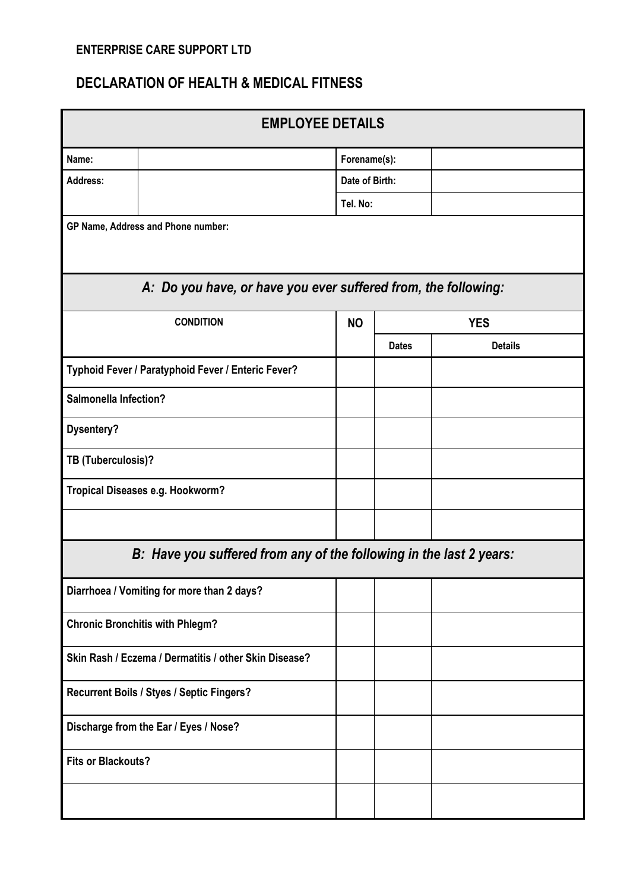**ENTERPRISE CARE SUPPORT LTD**

## DECLARATION OF HEALTH & MEDICAL FITNESS

| **EMPLOYEE DETAILS** | | | |
|---|---|---|---|
| **Name:** | | **Forename(s):** | |
| **Address:** | | **Date of Birth:** | |
| | | **Tel. No:** | |
| **GP Name, Address and Phone number:** | | | |

| ***A: Do you have, or have you ever suffered from, the following:*** | | | |
|---|---|---|---|
| **CONDITION** | **NO** | **YES** | |
| | | **Dates** | **Details** |
| **Typhoid Fever / Paratyphoid Fever / Enteric Fever?** | | | |
| **Salmonella Infection?** | | | |
| **Dysentery?** | | | |
| **TB (Tuberculosis)?** | | | |
| **Tropical Diseases e.g. Hookworm?** | | | |
| | | | |
| ***B: Have you suffered from any of the following in the last 2 years:*** | | | |
| **Diarrhoea / Vomiting for more than 2 days?** | | | |
| **Chronic Bronchitis with Phlegm?** | | | |
| **Skin Rash / Eczema / Dermatitis / other Skin Disease?** | | | |
| **Recurrent Boils / Styes / Septic Fingers?** | | | |
| **Discharge from the Ear / Eyes / Nose?** | | | |
| **Fits or Blackouts?** | | | |
| | | | |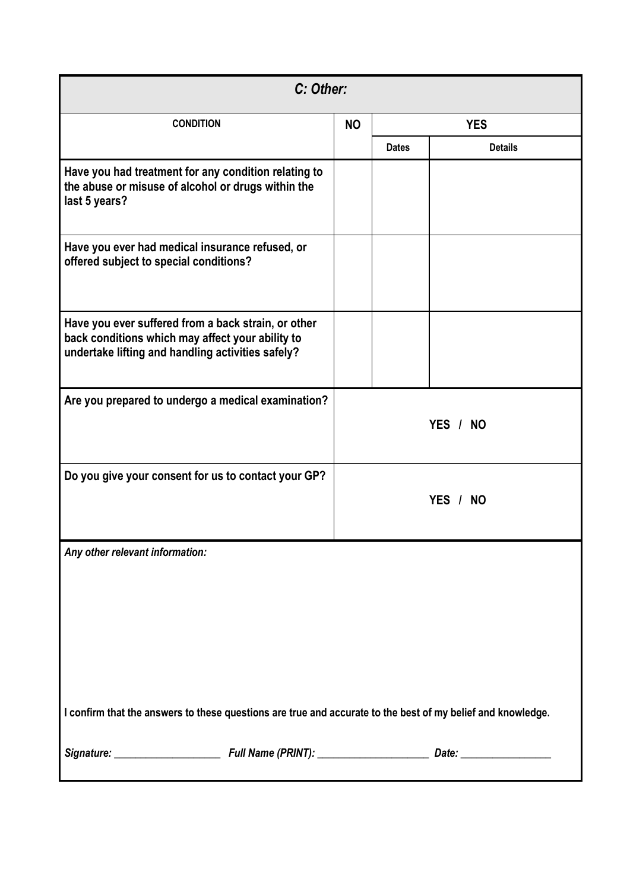### *C: Other:*

| CONDITION | NO | YES | |
|---|---|---|---|
| | | Dates | Details |
| **Have you had treatment for any condition relating to the abuse or misuse of alcohol or drugs within the last 5 years?** | | | |
| **Have you ever had medical insurance refused, or offered subject to special conditions?** | | | |
| **Have you ever suffered from a back strain, or other back conditions which may affect your ability to undertake lifting and handling activities safely?** | | | |
| **Are you prepared to undergo a medical examination?** | **YES / NO** | | |
| **Do you give your consent for us to contact your GP?** | **YES / NO** | | |

***Any other relevant information:***

**I confirm that the answers to these questions are true and accurate to the best of my belief and knowledge.**

***Signature:*** ____________________ ***Full Name (PRINT):*** _____________________ ***Date:*** _________________